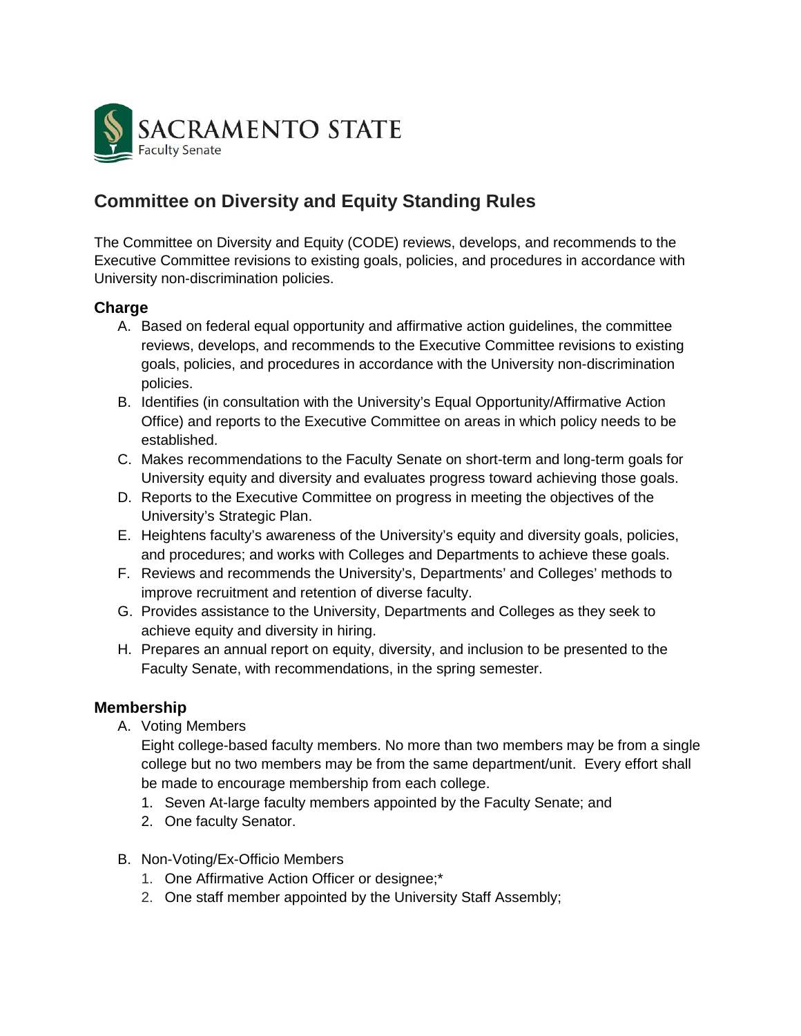SACRAMENTO STATE
Faculty Senate

# Committee on Diversity and Equity Standing Rules

The Committee on Diversity and Equity (CODE) reviews, develops, and recommends to the Executive Committee revisions to existing goals, policies, and procedures in accordance with University non-discrimination policies.

## Charge

A. Based on federal equal opportunity and affirmative action guidelines, the committee reviews, develops, and recommends to the Executive Committee revisions to existing goals, policies, and procedures in accordance with the University non-discrimination policies.
B. Identifies (in consultation with the University's Equal Opportunity/Affirmative Action Office) and reports to the Executive Committee on areas in which policy needs to be established.
C. Makes recommendations to the Faculty Senate on short-term and long-term goals for University equity and diversity and evaluates progress toward achieving those goals.
D. Reports to the Executive Committee on progress in meeting the objectives of the University's Strategic Plan.
E. Heightens faculty's awareness of the University's equity and diversity goals, policies, and procedures; and works with Colleges and Departments to achieve these goals.
F. Reviews and recommends the University's, Departments' and Colleges' methods to improve recruitment and retention of diverse faculty.
G. Provides assistance to the University, Departments and Colleges as they seek to achieve equity and diversity in hiring.
H. Prepares an annual report on equity, diversity, and inclusion to be presented to the Faculty Senate, with recommendations, in the spring semester.

## Membership

A. Voting Members
   Eight college-based faculty members. No more than two members may be from a single college but no two members may be from the same department/unit. Every effort shall be made to encourage membership from each college.
   1. Seven At-large faculty members appointed by the Faculty Senate; and
   2. One faculty Senator.

B. Non-Voting/Ex-Officio Members
   1. One Affirmative Action Officer or designee;*
   2. One staff member appointed by the University Staff Assembly;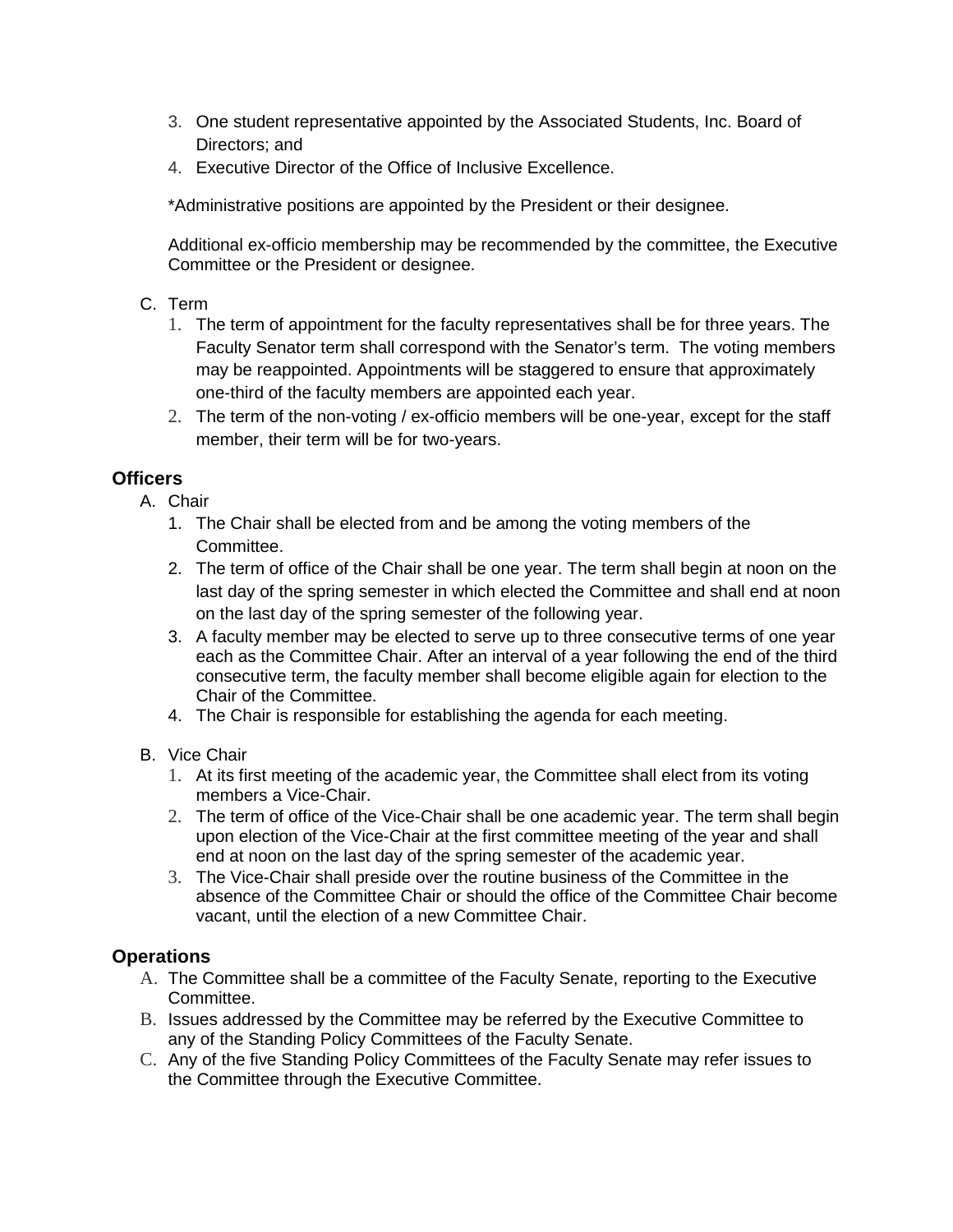3. One student representative appointed by the Associated Students, Inc. Board of Directors; and
4. Executive Director of the Office of Inclusive Excellence.

*Administrative positions are appointed by the President or their designee.

Additional ex-officio membership may be recommended by the committee, the Executive Committee or the President or designee.

C. Term
   1. The term of appointment for the faculty representatives shall be for three years. The Faculty Senator term shall correspond with the Senator's term. The voting members may be reappointed. Appointments will be staggered to ensure that approximately one-third of the faculty members are appointed each year.
   2. The term of the non-voting / ex-officio members will be one-year, except for the staff member, their term will be for two-years.

### Officers

A. Chair
   1. The Chair shall be elected from and be among the voting members of the Committee.
   2. The term of office of the Chair shall be one year. The term shall begin at noon on the last day of the spring semester in which elected the Committee and shall end at noon on the last day of the spring semester of the following year.
   3. A faculty member may be elected to serve up to three consecutive terms of one year each as the Committee Chair. After an interval of a year following the end of the third consecutive term, the faculty member shall become eligible again for election to the Chair of the Committee.
   4. The Chair is responsible for establishing the agenda for each meeting.

B. Vice Chair
   1. At its first meeting of the academic year, the Committee shall elect from its voting members a Vice-Chair.
   2. The term of office of the Vice-Chair shall be one academic year. The term shall begin upon election of the Vice-Chair at the first committee meeting of the year and shall end at noon on the last day of the spring semester of the academic year.
   3. The Vice-Chair shall preside over the routine business of the Committee in the absence of the Committee Chair or should the office of the Committee Chair become vacant, until the election of a new Committee Chair.

### Operations

A. The Committee shall be a committee of the Faculty Senate, reporting to the Executive Committee.
B. Issues addressed by the Committee may be referred by the Executive Committee to any of the Standing Policy Committees of the Faculty Senate.
C. Any of the five Standing Policy Committees of the Faculty Senate may refer issues to the Committee through the Executive Committee.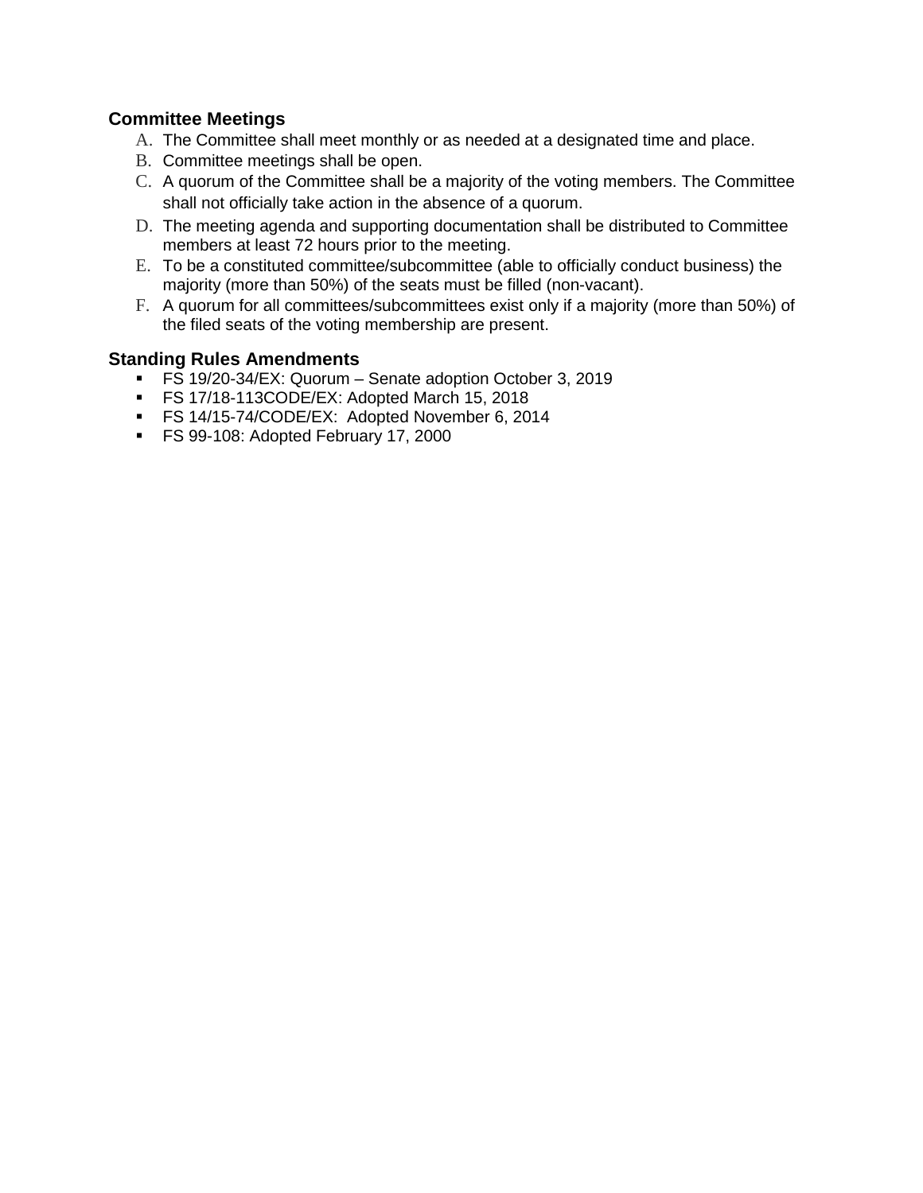### Committee Meetings

A. The Committee shall meet monthly or as needed at a designated time and place.
B. Committee meetings shall be open.
C. A quorum of the Committee shall be a majority of the voting members. The Committee shall not officially take action in the absence of a quorum.
D. The meeting agenda and supporting documentation shall be distributed to Committee members at least 72 hours prior to the meeting.
E. To be a constituted committee/subcommittee (able to officially conduct business) the majority (more than 50%) of the seats must be filled (non-vacant).
F. A quorum for all committees/subcommittees exist only if a majority (more than 50%) of the filed seats of the voting membership are present.

### Standing Rules Amendments

- FS 19/20-34/EX: Quorum – Senate adoption October 3, 2019
- FS 17/18-113CODE/EX: Adopted March 15, 2018
- FS 14/15-74/CODE/EX: Adopted November 6, 2014
- FS 99-108: Adopted February 17, 2000